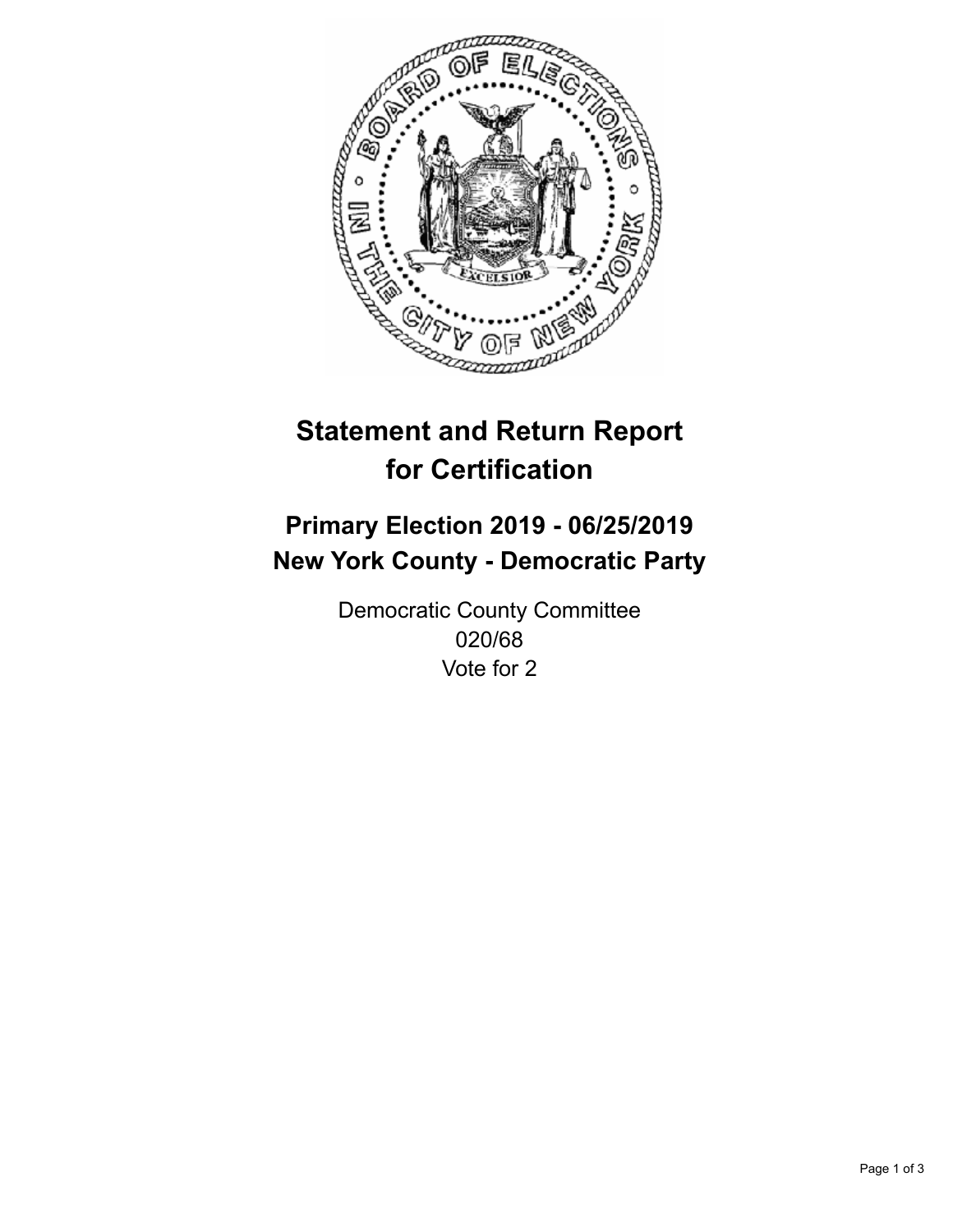# Statement and Return Report for Certification

## Primary Election 2019 - 06/25/2019
## New York County - Democratic Party

Democratic County Committee
020/68
Vote for 2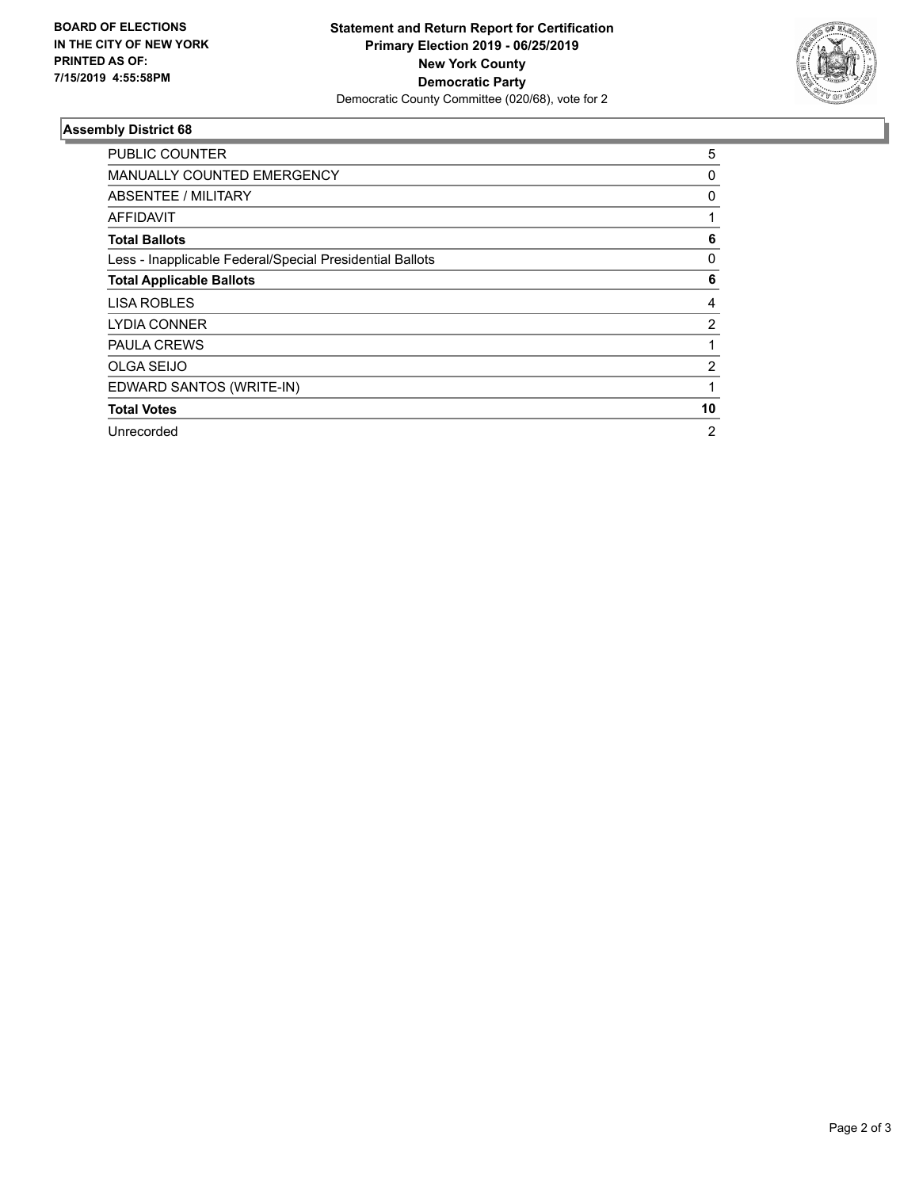**BOARD OF ELECTIONS IN THE CITY OF NEW YORK PRINTED AS OF: 7/15/2019 4:55:58PM**

**Statement and Return Report for Certification**
**Primary Election 2019 - 06/25/2019**
**New York County**
**Democratic Party**
Democratic County Committee (020/68), vote for 2

## Assembly District 68

| | |
|---|---|
| PUBLIC COUNTER | 5 |
| MANUALLY COUNTED EMERGENCY | 0 |
| ABSENTEE / MILITARY | 0 |
| AFFIDAVIT | 1 |
| **Total Ballots** | **6** |
| Less - Inapplicable Federal/Special Presidential Ballots | 0 |
| **Total Applicable Ballots** | **6** |
| LISA ROBLES | 4 |
| LYDIA CONNER | 2 |
| PAULA CREWS | 1 |
| OLGA SEIJO | 2 |
| EDWARD SANTOS (WRITE-IN) | 1 |
| **Total Votes** | **10** |
| Unrecorded | 2 |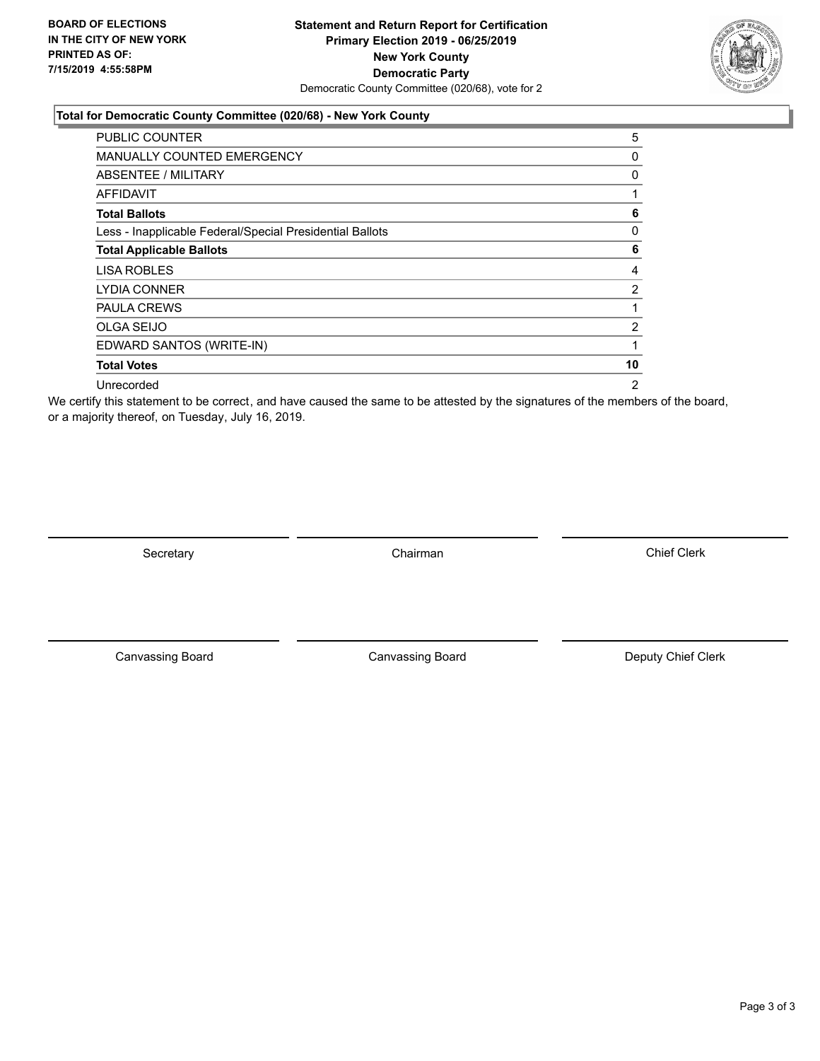**BOARD OF ELECTIONS IN THE CITY OF NEW YORK PRINTED AS OF: 7/15/2019 4:55:58PM**

**Statement and Return Report for Certification**
**Primary Election 2019 - 06/25/2019**
**New York County**
**Democratic Party**
Democratic County Committee (020/68), vote for 2

### Total for Democratic County Committee (020/68) - New York County

| | |
|---|---|
| PUBLIC COUNTER | 5 |
| MANUALLY COUNTED EMERGENCY | 0 |
| ABSENTEE / MILITARY | 0 |
| AFFIDAVIT | 1 |
| **Total Ballots** | **6** |
| Less - Inapplicable Federal/Special Presidential Ballots | 0 |
| **Total Applicable Ballots** | **6** |
| LISA ROBLES | 4 |
| LYDIA CONNER | 2 |
| PAULA CREWS | 1 |
| OLGA SEIJO | 2 |
| EDWARD SANTOS (WRITE-IN) | 1 |
| **Total Votes** | **10** |
| Unrecorded | 2 |

We certify this statement to be correct, and have caused the same to be attested by the signatures of the members of the board, or a majority thereof, on Tuesday, July 16, 2019.

Secretary

Chairman

Chief Clerk

Canvassing Board

Canvassing Board

Deputy Chief Clerk